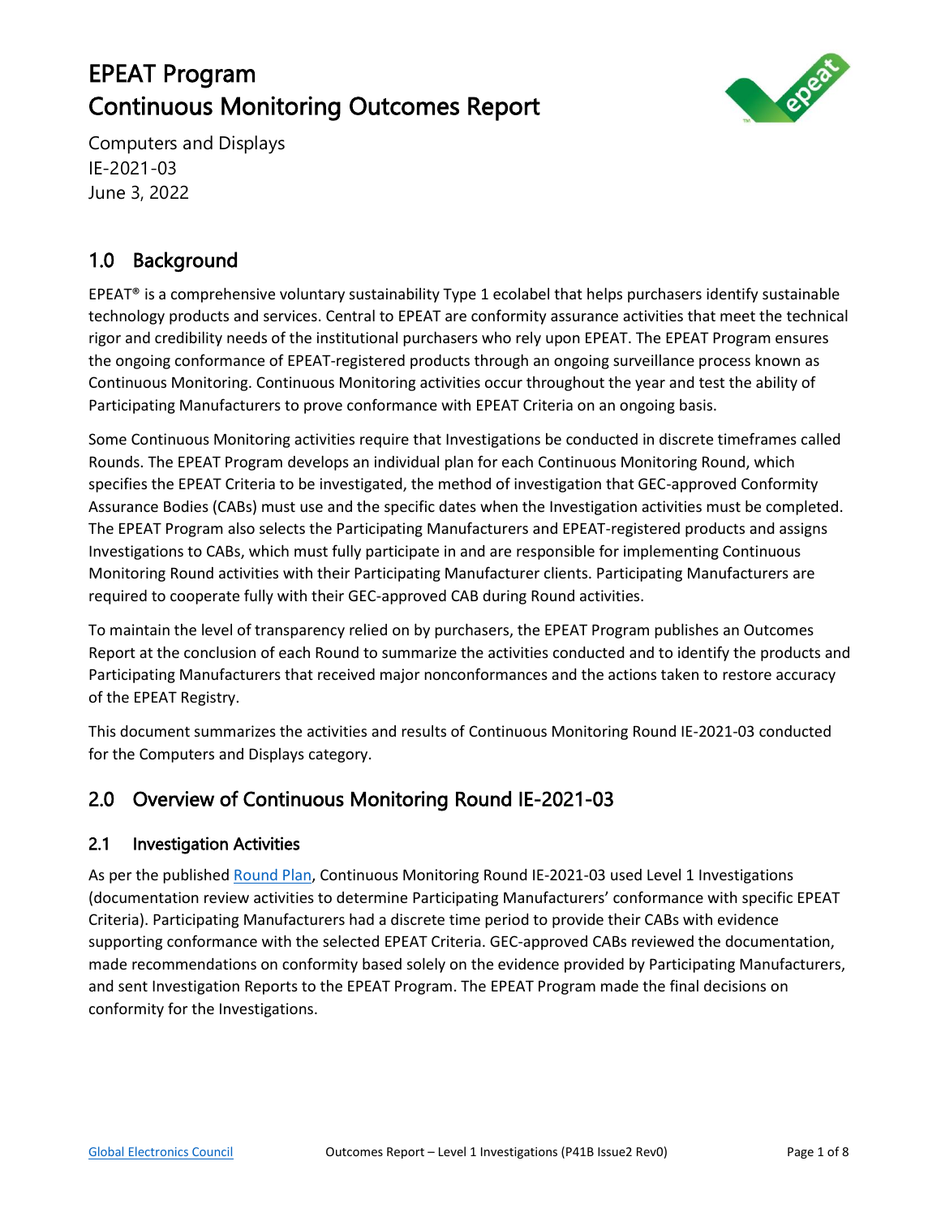# EPEAT Program
# Continuous Monitoring Outcomes Report

Computers and Displays
IE-2021-03
June 3, 2022

## 1.0 Background

EPEAT® is a comprehensive voluntary sustainability Type 1 ecolabel that helps purchasers identify sustainable technology products and services. Central to EPEAT are conformity assurance activities that meet the technical rigor and credibility needs of the institutional purchasers who rely upon EPEAT. The EPEAT Program ensures the ongoing conformance of EPEAT-registered products through an ongoing surveillance process known as Continuous Monitoring. Continuous Monitoring activities occur throughout the year and test the ability of Participating Manufacturers to prove conformance with EPEAT Criteria on an ongoing basis.

Some Continuous Monitoring activities require that Investigations be conducted in discrete timeframes called Rounds. The EPEAT Program develops an individual plan for each Continuous Monitoring Round, which specifies the EPEAT Criteria to be investigated, the method of investigation that GEC-approved Conformity Assurance Bodies (CABs) must use and the specific dates when the Investigation activities must be completed. The EPEAT Program also selects the Participating Manufacturers and EPEAT-registered products and assigns Investigations to CABs, which must fully participate in and are responsible for implementing Continuous Monitoring Round activities with their Participating Manufacturer clients. Participating Manufacturers are required to cooperate fully with their GEC-approved CAB during Round activities.

To maintain the level of transparency relied on by purchasers, the EPEAT Program publishes an Outcomes Report at the conclusion of each Round to summarize the activities conducted and to identify the products and Participating Manufacturers that received major nonconformances and the actions taken to restore accuracy of the EPEAT Registry.

This document summarizes the activities and results of Continuous Monitoring Round IE-2021-03 conducted for the Computers and Displays category.

## 2.0 Overview of Continuous Monitoring Round IE-2021-03

### 2.1 Investigation Activities

As per the published Round Plan, Continuous Monitoring Round IE-2021-03 used Level 1 Investigations (documentation review activities to determine Participating Manufacturers' conformance with specific EPEAT Criteria). Participating Manufacturers had a discrete time period to provide their CABs with evidence supporting conformance with the selected EPEAT Criteria. GEC-approved CABs reviewed the documentation, made recommendations on conformity based solely on the evidence provided by Participating Manufacturers, and sent Investigation Reports to the EPEAT Program. The EPEAT Program made the final decisions on conformity for the Investigations.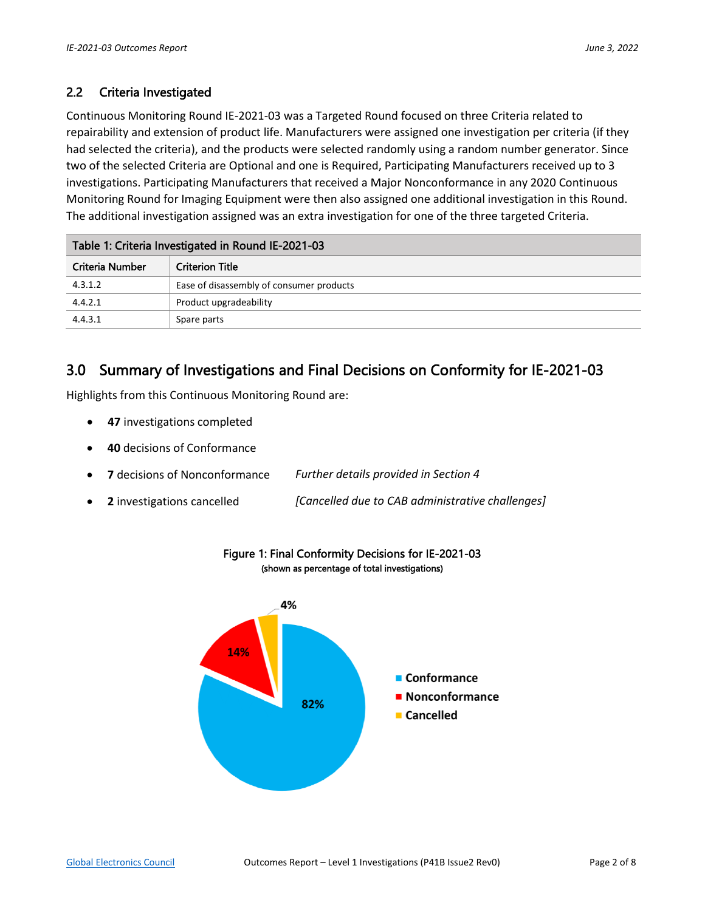## 2.2 Criteria Investigated

Continuous Monitoring Round IE-2021-03 was a Targeted Round focused on three Criteria related to repairability and extension of product life. Manufacturers were assigned one investigation per criteria (if they had selected the criteria), and the products were selected randomly using a random number generator. Since two of the selected Criteria are Optional and one is Required, Participating Manufacturers received up to 3 investigations. Participating Manufacturers that received a Major Nonconformance in any 2020 Continuous Monitoring Round for Imaging Equipment were then also assigned one additional investigation in this Round. The additional investigation assigned was an extra investigation for one of the three targeted Criteria.

Table 1: Criteria Investigated in Round IE-2021-03

| Criteria Number | Criterion Title |
|---|---|
| 4.3.1.2 | Ease of disassembly of consumer products |
| 4.4.2.1 | Product upgradeability |
| 4.4.3.1 | Spare parts |

# 3.0 Summary of Investigations and Final Decisions on Conformity for IE-2021-03

Highlights from this Continuous Monitoring Round are:

- **47** investigations completed
- **40** decisions of Conformance
- **7** decisions of Nonconformance *Further details provided in Section 4*
- **2** investigations cancelled *[Cancelled due to CAB administrative challenges]*

Figure 1: Final Conformity Decisions for IE-2021-03
(shown as percentage of total investigations)

- Conformance: 82%
- Nonconformance: 14%
- Cancelled: 4%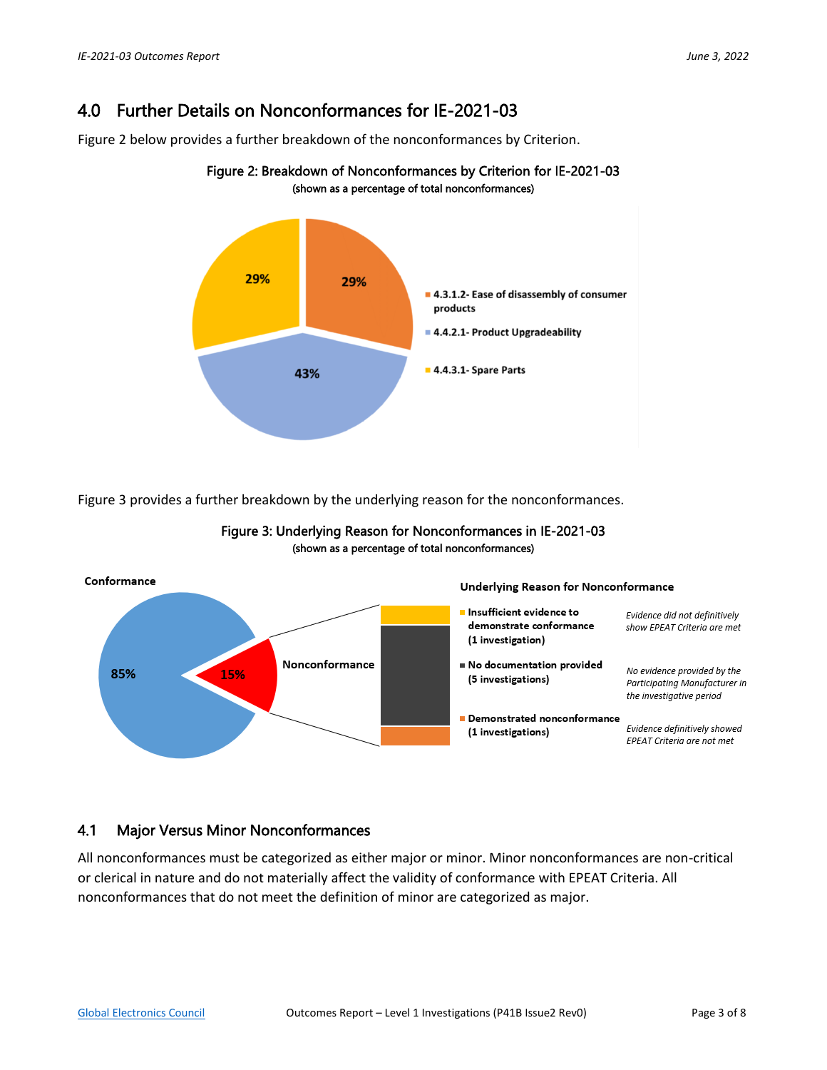## 4.0 Further Details on Nonconformances for IE-2021-03

Figure 2 below provides a further breakdown of the nonconformances by Criterion.

**Figure 2: Breakdown of Nonconformances by Criterion for IE-2021-03**
(shown as a percentage of total nonconformances)

- 4.3.1.2- Ease of disassembly of consumer products: 29%
- 4.4.2.1- Product Upgradeability: 43%
- 4.4.3.1- Spare Parts: 29%

Figure 3 provides a further breakdown by the underlying reason for the nonconformances.

**Figure 3: Underlying Reason for Nonconformances in IE-2021-03**
(shown as a percentage of total nonconformances)

Conformance: 85%
Nonconformance: 15%

**Underlying Reason for Nonconformance**

| Reason | Description |
| --- | --- |
| Insufficient evidence to demonstrate conformance (1 investigation) | *Evidence did not definitively show EPEAT Criteria are met* |
| No documentation provided (5 investigations) | *No evidence provided by the Participating Manufacturer in the investigative period* |
| Demonstrated nonconformance (1 investigations) | *Evidence definitively showed EPEAT Criteria are not met* |

### 4.1 Major Versus Minor Nonconformances

All nonconformances must be categorized as either major or minor. Minor nonconformances are non-critical or clerical in nature and do not materially affect the validity of conformance with EPEAT Criteria. All nonconformances that do not meet the definition of minor are categorized as major.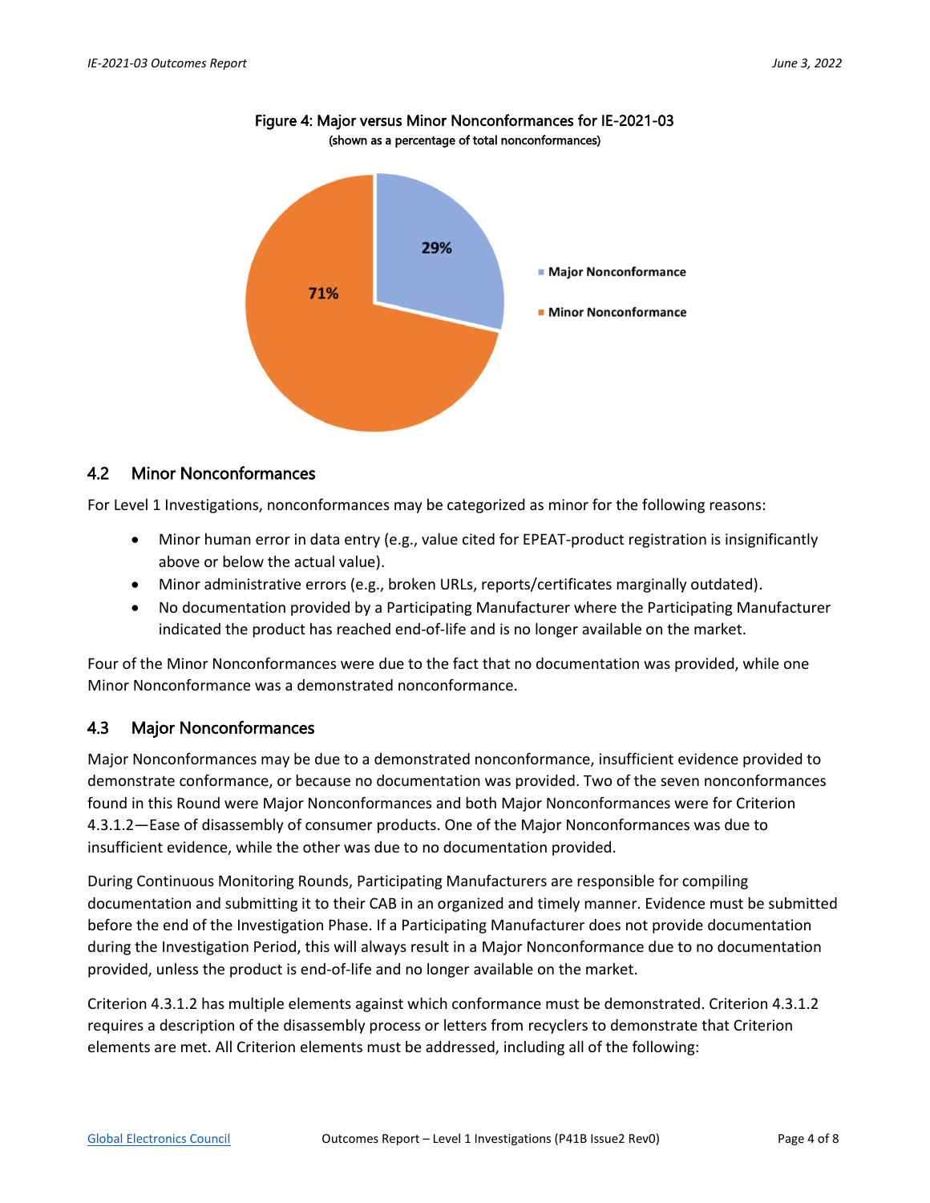Figure 4: Major versus Minor Nonconformances for IE-2021-03
(shown as a percentage of total nonconformances)

| Category | Percentage |
| --- | --- |
| Major Nonconformance | 29% |
| Minor Nonconformance | 71% |

## 4.2 Minor Nonconformances

For Level 1 Investigations, nonconformances may be categorized as minor for the following reasons:

- Minor human error in data entry (e.g., value cited for EPEAT-product registration is insignificantly above or below the actual value).
- Minor administrative errors (e.g., broken URLs, reports/certificates marginally outdated).
- No documentation provided by a Participating Manufacturer where the Participating Manufacturer indicated the product has reached end-of-life and is no longer available on the market.

Four of the Minor Nonconformances were due to the fact that no documentation was provided, while one Minor Nonconformance was a demonstrated nonconformance.

## 4.3 Major Nonconformances

Major Nonconformances may be due to a demonstrated nonconformance, insufficient evidence provided to demonstrate conformance, or because no documentation was provided. Two of the seven nonconformances found in this Round were Major Nonconformances and both Major Nonconformances were for Criterion 4.3.1.2—Ease of disassembly of consumer products. One of the Major Nonconformances was due to insufficient evidence, while the other was due to no documentation provided.

During Continuous Monitoring Rounds, Participating Manufacturers are responsible for compiling documentation and submitting it to their CAB in an organized and timely manner. Evidence must be submitted before the end of the Investigation Phase. If a Participating Manufacturer does not provide documentation during the Investigation Period, this will always result in a Major Nonconformance due to no documentation provided, unless the product is end-of-life and no longer available on the market.

Criterion 4.3.1.2 has multiple elements against which conformance must be demonstrated. Criterion 4.3.1.2 requires a description of the disassembly process or letters from recyclers to demonstrate that Criterion elements are met. All Criterion elements must be addressed, including all of the following: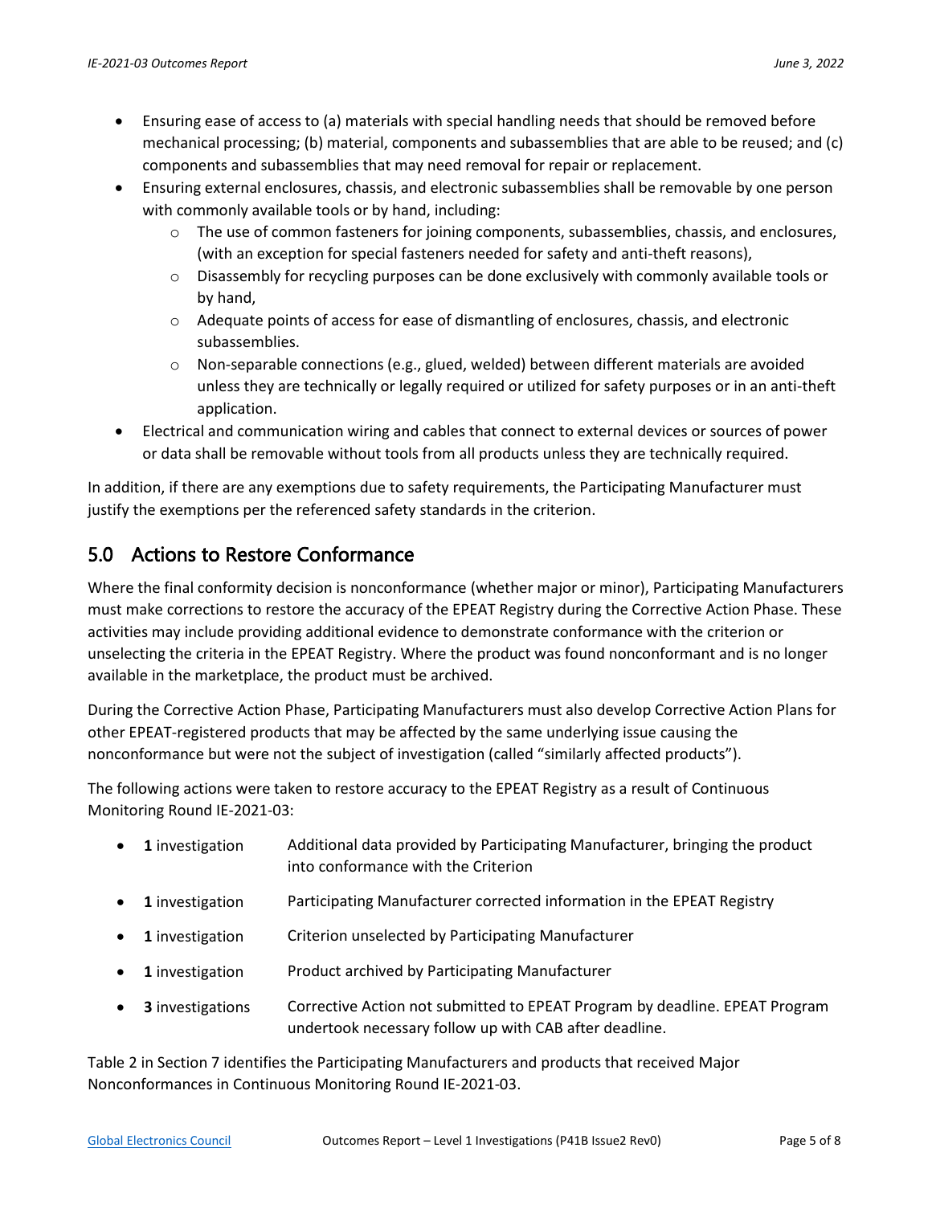- Ensuring ease of access to (a) materials with special handling needs that should be removed before mechanical processing; (b) material, components and subassemblies that are able to be reused; and (c) components and subassemblies that may need removal for repair or replacement.
- Ensuring external enclosures, chassis, and electronic subassemblies shall be removable by one person with commonly available tools or by hand, including:
  - The use of common fasteners for joining components, subassemblies, chassis, and enclosures, (with an exception for special fasteners needed for safety and anti-theft reasons),
  - Disassembly for recycling purposes can be done exclusively with commonly available tools or by hand,
  - Adequate points of access for ease of dismantling of enclosures, chassis, and electronic subassemblies.
  - Non-separable connections (e.g., glued, welded) between different materials are avoided unless they are technically or legally required or utilized for safety purposes or in an anti-theft application.
- Electrical and communication wiring and cables that connect to external devices or sources of power or data shall be removable without tools from all products unless they are technically required.

In addition, if there are any exemptions due to safety requirements, the Participating Manufacturer must justify the exemptions per the referenced safety standards in the criterion.

## 5.0 Actions to Restore Conformance

Where the final conformity decision is nonconformance (whether major or minor), Participating Manufacturers must make corrections to restore the accuracy of the EPEAT Registry during the Corrective Action Phase. These activities may include providing additional evidence to demonstrate conformance with the criterion or unselecting the criteria in the EPEAT Registry. Where the product was found nonconformant and is no longer available in the marketplace, the product must be archived.

During the Corrective Action Phase, Participating Manufacturers must also develop Corrective Action Plans for other EPEAT-registered products that may be affected by the same underlying issue causing the nonconformance but were not the subject of investigation (called "similarly affected products").

The following actions were taken to restore accuracy to the EPEAT Registry as a result of Continuous Monitoring Round IE-2021-03:

- **1** investigation — Additional data provided by Participating Manufacturer, bringing the product into conformance with the Criterion
- **1** investigation — Participating Manufacturer corrected information in the EPEAT Registry
- **1** investigation — Criterion unselected by Participating Manufacturer
- **1** investigation — Product archived by Participating Manufacturer
- **3** investigations — Corrective Action not submitted to EPEAT Program by deadline. EPEAT Program undertook necessary follow up with CAB after deadline.

Table 2 in Section 7 identifies the Participating Manufacturers and products that received Major Nonconformances in Continuous Monitoring Round IE-2021-03.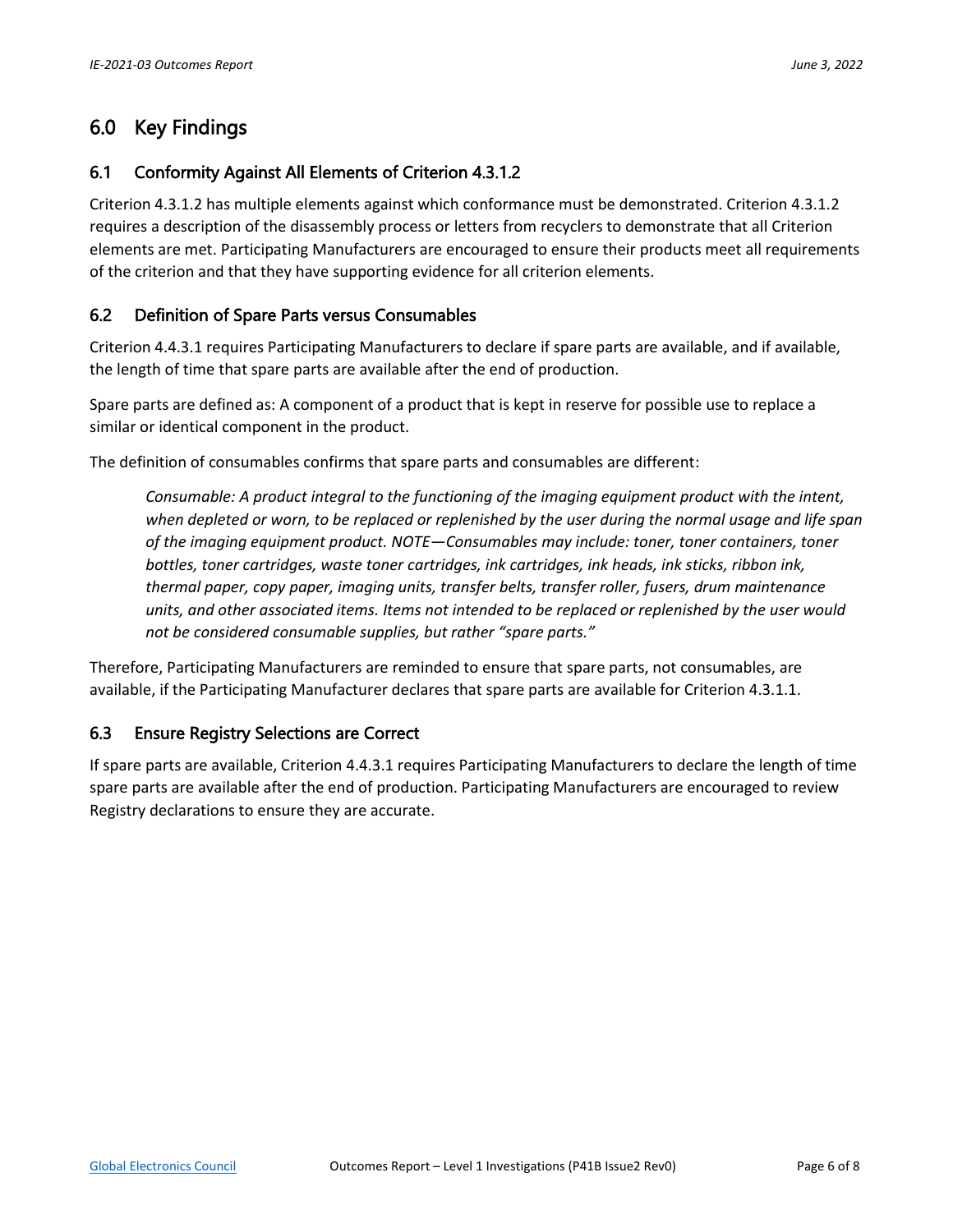# 6.0 Key Findings

## 6.1 Conformity Against All Elements of Criterion 4.3.1.2

Criterion 4.3.1.2 has multiple elements against which conformance must be demonstrated. Criterion 4.3.1.2 requires a description of the disassembly process or letters from recyclers to demonstrate that all Criterion elements are met. Participating Manufacturers are encouraged to ensure their products meet all requirements of the criterion and that they have supporting evidence for all criterion elements.

## 6.2 Definition of Spare Parts versus Consumables

Criterion 4.4.3.1 requires Participating Manufacturers to declare if spare parts are available, and if available, the length of time that spare parts are available after the end of production.

Spare parts are defined as: A component of a product that is kept in reserve for possible use to replace a similar or identical component in the product.

The definition of consumables confirms that spare parts and consumables are different:

> *Consumable: A product integral to the functioning of the imaging equipment product with the intent, when depleted or worn, to be replaced or replenished by the user during the normal usage and life span of the imaging equipment product. NOTE—Consumables may include: toner, toner containers, toner bottles, toner cartridges, waste toner cartridges, ink cartridges, ink heads, ink sticks, ribbon ink, thermal paper, copy paper, imaging units, transfer belts, transfer roller, fusers, drum maintenance units, and other associated items. Items not intended to be replaced or replenished by the user would not be considered consumable supplies, but rather "spare parts."*

Therefore, Participating Manufacturers are reminded to ensure that spare parts, not consumables, are available, if the Participating Manufacturer declares that spare parts are available for Criterion 4.3.1.1.

## 6.3 Ensure Registry Selections are Correct

If spare parts are available, Criterion 4.4.3.1 requires Participating Manufacturers to declare the length of time spare parts are available after the end of production. Participating Manufacturers are encouraged to review Registry declarations to ensure they are accurate.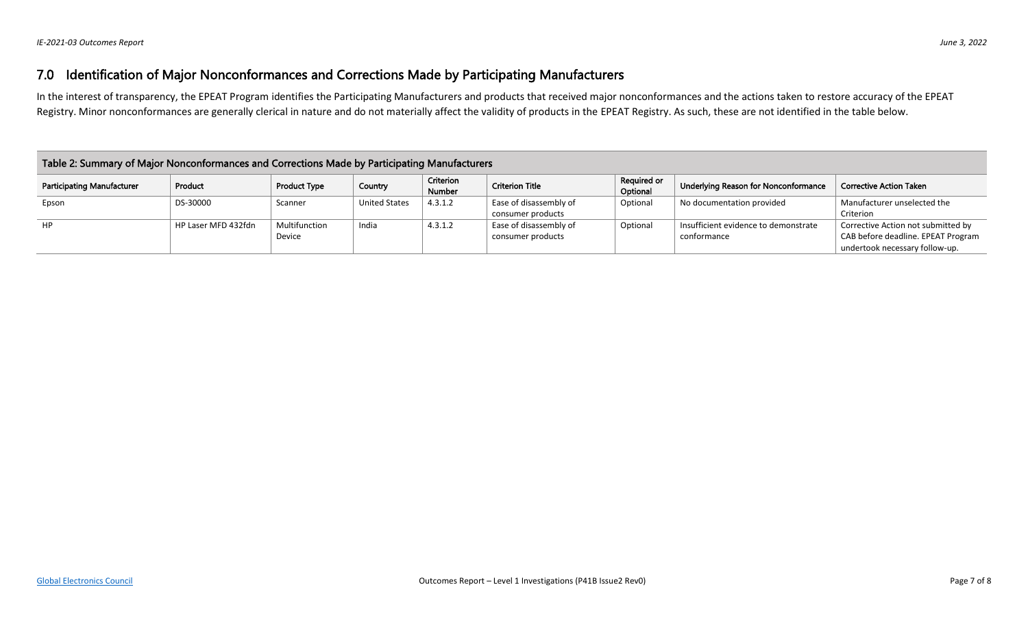## 7.0 Identification of Major Nonconformances and Corrections Made by Participating Manufacturers

In the interest of transparency, the EPEAT Program identifies the Participating Manufacturers and products that received major nonconformances and the actions taken to restore accuracy of the EPEAT Registry. Minor nonconformances are generally clerical in nature and do not materially affect the validity of products in the EPEAT Registry. As such, these are not identified in the table below.

**Table 2: Summary of Major Nonconformances and Corrections Made by Participating Manufacturers**

| Participating Manufacturer | Product | Product Type | Country | Criterion Number | Criterion Title | Required or Optional | Underlying Reason for Nonconformance | Corrective Action Taken |
|---|---|---|---|---|---|---|---|---|
| Epson | DS-30000 | Scanner | United States | 4.3.1.2 | Ease of disassembly of consumer products | Optional | No documentation provided | Manufacturer unselected the Criterion |
| HP | HP Laser MFD 432fdn | Multifunction Device | India | 4.3.1.2 | Ease of disassembly of consumer products | Optional | Insufficient evidence to demonstrate conformance | Corrective Action not submitted by CAB before deadline. EPEAT Program undertook necessary follow-up. |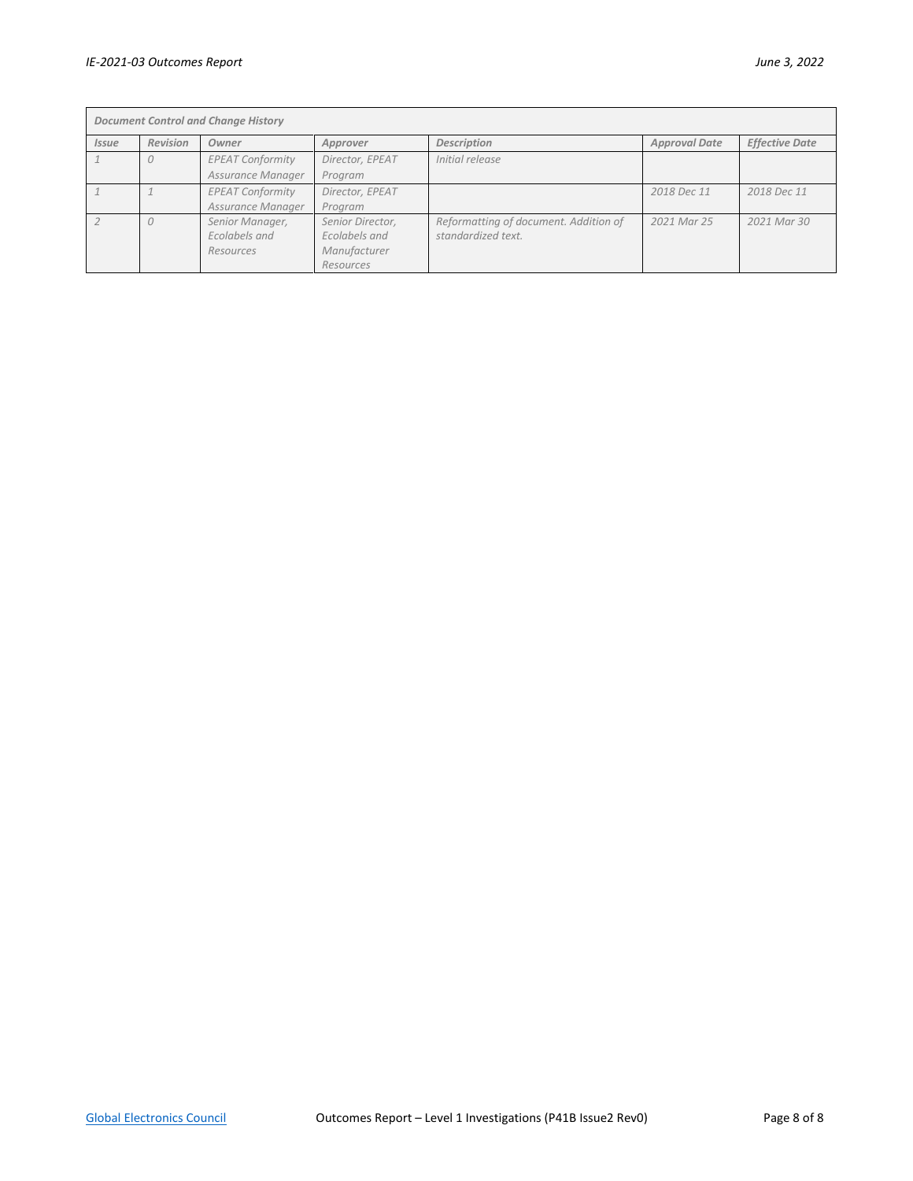| *Document Control and Change History* | | | | | | |
|---|---|---|---|---|---|---|
| *Issue* | *Revision* | *Owner* | *Approver* | *Description* | *Approval Date* | *Effective Date* |
| *1* | *0* | *EPEAT Conformity Assurance Manager* | *Director, EPEAT Program* | *Initial release* | | |
| *1* | *1* | *EPEAT Conformity Assurance Manager* | *Director, EPEAT Program* | | *2018 Dec 11* | *2018 Dec 11* |
| *2* | *0* | *Senior Manager, Ecolabels and Resources* | *Senior Director, Ecolabels and Manufacturer Resources* | *Reformatting of document. Addition of standardized text.* | *2021 Mar 25* | *2021 Mar 30* |